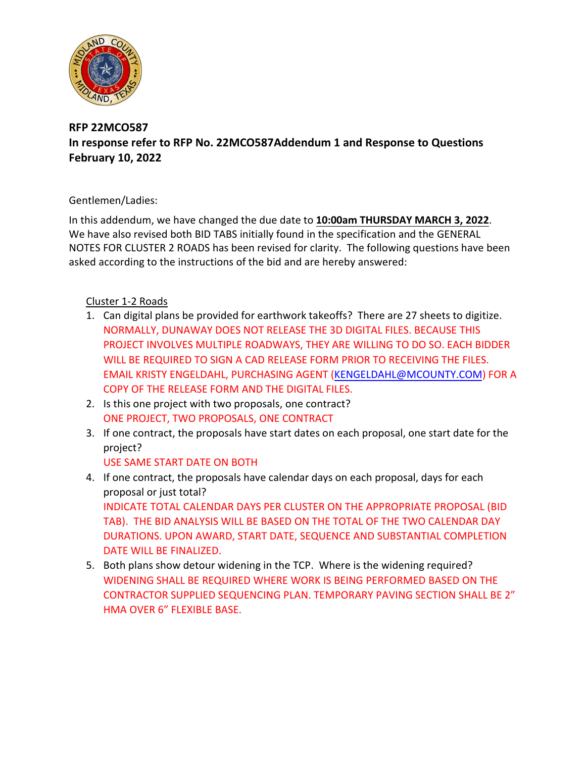**RFP 22MCO587**
**In response refer to RFP No. 22MCO587Addendum 1 and Response to Questions**
**February 10, 2022**

Gentlemen/Ladies:

In this addendum, we have changed the due date to **10:00am THURSDAY MARCH 3, 2022**. We have also revised both BID TABS initially found in the specification and the GENERAL NOTES FOR CLUSTER 2 ROADS has been revised for clarity. The following questions have been asked according to the instructions of the bid and are hereby answered:

Cluster 1-2 Roads

1. Can digital plans be provided for earthwork takeoffs? There are 27 sheets to digitize.
   NORMALLY, DUNAWAY DOES NOT RELEASE THE 3D DIGITAL FILES. BECAUSE THIS PROJECT INVOLVES MULTIPLE ROADWAYS, THEY ARE WILLING TO DO SO. EACH BIDDER WILL BE REQUIRED TO SIGN A CAD RELEASE FORM PRIOR TO RECEIVING THE FILES. EMAIL KRISTY ENGELDAHL, PURCHASING AGENT (KENGELDAHL@MCOUNTY.COM) FOR A COPY OF THE RELEASE FORM AND THE DIGITAL FILES.
2. Is this one project with two proposals, one contract?
   ONE PROJECT, TWO PROPOSALS, ONE CONTRACT
3. If one contract, the proposals have start dates on each proposal, one start date for the project?
   USE SAME START DATE ON BOTH
4. If one contract, the proposals have calendar days on each proposal, days for each proposal or just total?
   INDICATE TOTAL CALENDAR DAYS PER CLUSTER ON THE APPROPRIATE PROPOSAL (BID TAB). THE BID ANALYSIS WILL BE BASED ON THE TOTAL OF THE TWO CALENDAR DAY DURATIONS. UPON AWARD, START DATE, SEQUENCE AND SUBSTANTIAL COMPLETION DATE WILL BE FINALIZED.
5. Both plans show detour widening in the TCP. Where is the widening required?
   WIDENING SHALL BE REQUIRED WHERE WORK IS BEING PERFORMED BASED ON THE CONTRACTOR SUPPLIED SEQUENCING PLAN. TEMPORARY PAVING SECTION SHALL BE 2" HMA OVER 6" FLEXIBLE BASE.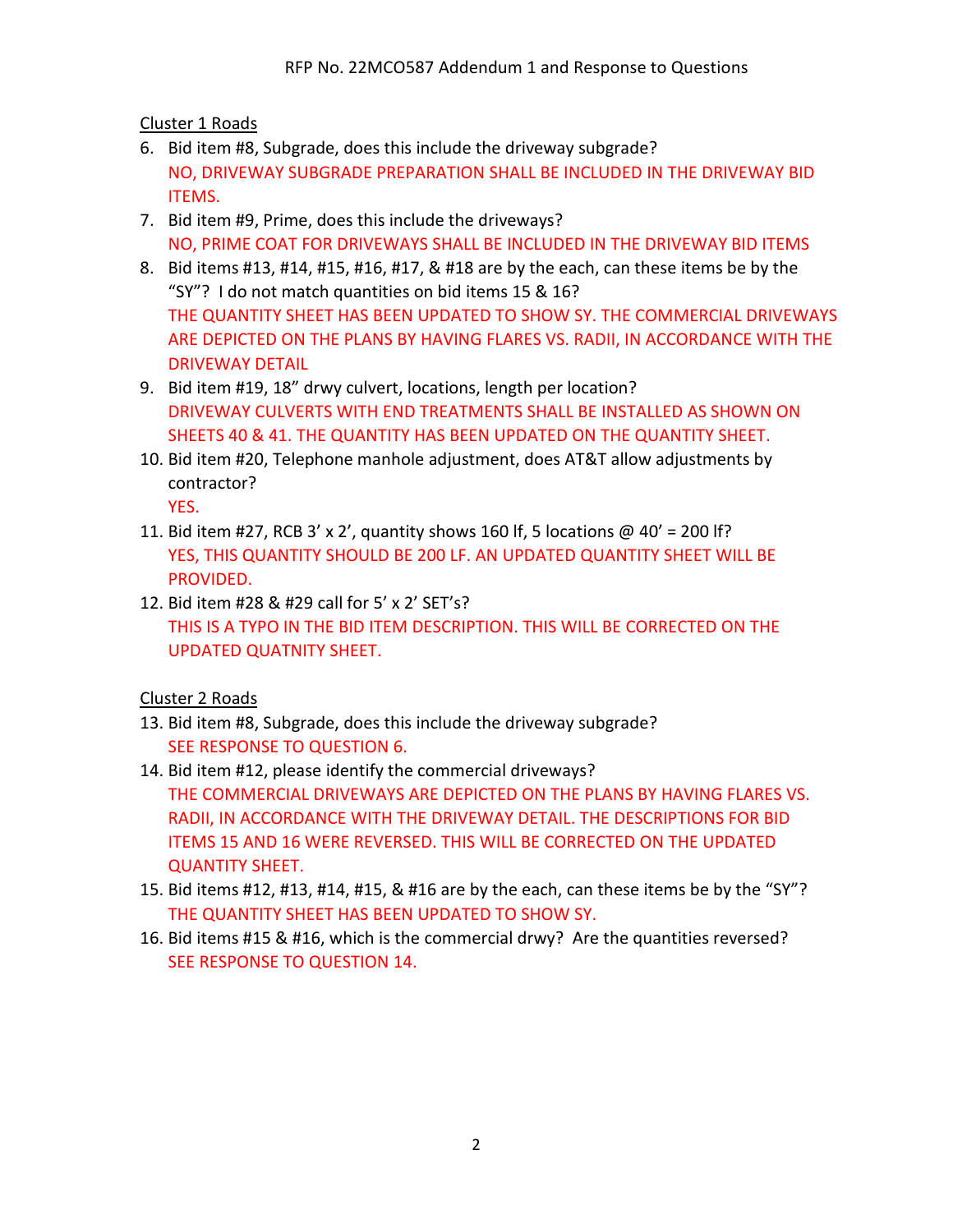RFP No. 22MCO587 Addendum 1 and Response to Questions

Cluster 1 Roads

6. Bid item #8, Subgrade, does this include the driveway subgrade?
   NO, DRIVEWAY SUBGRADE PREPARATION SHALL BE INCLUDED IN THE DRIVEWAY BID ITEMS.
7. Bid item #9, Prime, does this include the driveways?
   NO, PRIME COAT FOR DRIVEWAYS SHALL BE INCLUDED IN THE DRIVEWAY BID ITEMS
8. Bid items #13, #14, #15, #16, #17, & #18 are by the each, can these items be by the "SY"? I do not match quantities on bid items 15 & 16?
   THE QUANTITY SHEET HAS BEEN UPDATED TO SHOW SY. THE COMMERCIAL DRIVEWAYS ARE DEPICTED ON THE PLANS BY HAVING FLARES VS. RADII, IN ACCORDANCE WITH THE DRIVEWAY DETAIL
9. Bid item #19, 18" drwy culvert, locations, length per location?
   DRIVEWAY CULVERTS WITH END TREATMENTS SHALL BE INSTALLED AS SHOWN ON SHEETS 40 & 41. THE QUANTITY HAS BEEN UPDATED ON THE QUANTITY SHEET.
10. Bid item #20, Telephone manhole adjustment, does AT&T allow adjustments by contractor?
    YES.
11. Bid item #27, RCB 3' x 2', quantity shows 160 lf, 5 locations @ 40' = 200 lf?
    YES, THIS QUANTITY SHOULD BE 200 LF. AN UPDATED QUANTITY SHEET WILL BE PROVIDED.
12. Bid item #28 & #29 call for 5' x 2' SET's?
    THIS IS A TYPO IN THE BID ITEM DESCRIPTION. THIS WILL BE CORRECTED ON THE UPDATED QUATNITY SHEET.

Cluster 2 Roads

13. Bid item #8, Subgrade, does this include the driveway subgrade?
    SEE RESPONSE TO QUESTION 6.
14. Bid item #12, please identify the commercial driveways?
    THE COMMERCIAL DRIVEWAYS ARE DEPICTED ON THE PLANS BY HAVING FLARES VS. RADII, IN ACCORDANCE WITH THE DRIVEWAY DETAIL. THE DESCRIPTIONS FOR BID ITEMS 15 AND 16 WERE REVERSED. THIS WILL BE CORRECTED ON THE UPDATED QUANTITY SHEET.
15. Bid items #12, #13, #14, #15, & #16 are by the each, can these items be by the "SY"?
    THE QUANTITY SHEET HAS BEEN UPDATED TO SHOW SY.
16. Bid items #15 & #16, which is the commercial drwy? Are the quantities reversed?
    SEE RESPONSE TO QUESTION 14.